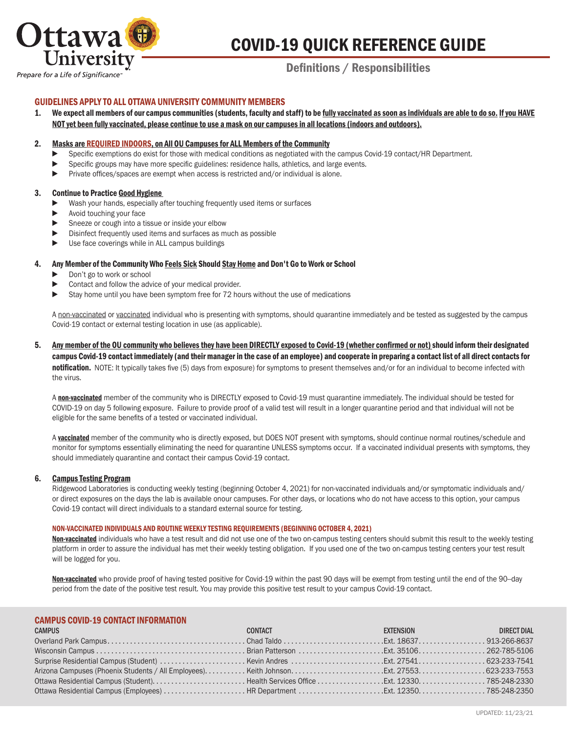Ottawa University

Prepare for a Life of Significance

# COVID-19 QUICK REFERENCE GUIDE

## Definitions / Responsibilities

### GUIDELINES APPLY TO ALL OTTAWA UNIVERSITY COMMUNITY MEMBERS

1. **We expect all members of our campus communities (students, faculty and staff) to be fully vaccinated as soon as individuals are able to do so. If you HAVE NOT yet been fully vaccinated, please continue to use a mask on our campuses in all locations (indoors and outdoors).**

2. **Masks are REQUIRED INDOORS, on All OU Campuses for ALL Members of the Community**
   - Specific exemptions do exist for those with medical conditions as negotiated with the campus Covid-19 contact/HR Department.
   - Specific groups may have more specific guidelines: residence halls, athletics, and large events.
   - Private offices/spaces are exempt when access is restricted and/or individual is alone.

3. **Continue to Practice Good Hygiene**
   - Wash your hands, especially after touching frequently used items or surfaces
   - Avoid touching your face
   - Sneeze or cough into a tissue or inside your elbow
   - Disinfect frequently used items and surfaces as much as possible
   - Use face coverings while in ALL campus buildings

4. **Any Member of the Community Who Feels Sick Should Stay Home and Don't Go to Work or School**
   - Don't go to work or school
   - Contact and follow the advice of your medical provider.
   - Stay home until you have been symptom free for 72 hours without the use of medications

   A non-vaccinated or vaccinated individual who is presenting with symptoms, should quarantine immediately and be tested as suggested by the campus Covid-19 contact or external testing location in use (as applicable).

5. **Any member of the OU community who believes they have been DIRECTLY exposed to Covid-19 (whether confirmed or not) should inform their designated campus Covid-19 contact immediately (and their manager in the case of an employee) and cooperate in preparing a contact list of all direct contacts for notification.** NOTE: It typically takes five (5) days from exposure) for symptoms to present themselves and/or for an individual to become infected with the virus.

   A **non-vaccinated** member of the community who is DIRECTLY exposed to Covid-19 must quarantine immediately. The individual should be tested for COVID-19 on day 5 following exposure. Failure to provide proof of a valid test will result in a longer quarantine period and that individual will not be eligible for the same benefits of a tested or vaccinated individual.

   A **vaccinated** member of the community who is directly exposed, but DOES NOT present with symptoms, should continue normal routines/schedule and monitor for symptoms essentially eliminating the need for quarantine UNLESS symptoms occur. If a vaccinated individual presents with symptoms, they should immediately quarantine and contact their campus Covid-19 contact.

6. **Campus Testing Program**

   Ridgewood Laboratories is conducting weekly testing (beginning October 4, 2021) for non-vaccinated individuals and/or symptomatic individuals and/or direct exposures on the days the lab is available onour campuses. For other days, or locations who do not have access to this option, your campus Covid-19 contact will direct individuals to a standard external source for testing.

   **NON-VACCINATED INDIVIDUALS AND ROUTINE WEEKLY TESTING REQUIREMENTS (BEGINNING OCTOBER 4, 2021)**

   **Non-vaccinated** individuals who have a test result and did not use one of the two on-campus testing centers should submit this result to the weekly testing platform in order to assure the individual has met their weekly testing obligation. If you used one of the two on-campus testing centers your test result will be logged for you.

   **Non-vaccinated** who provide proof of having tested positive for Covid-19 within the past 90 days will be exempt from testing until the end of the 90–day period from the date of the positive test result. You may provide this positive test result to your campus Covid-19 contact.

### CAMPUS COVID-19 CONTACT INFORMATION

| CAMPUS | CONTACT | EXTENSION | DIRECT DIAL |
|---|---|---|---|
| Overland Park Campus | Chad Taldo | Ext. 18637 | 913-266-8637 |
| Wisconsin Campus | Brian Patterson | Ext. 35106 | 262-785-5106 |
| Surprise Residential Campus (Student) | Kevin Andres | Ext. 27541 | 623-233-7541 |
| Arizona Campuses (Phoenix Students / All Employees) | Keith Johnson | Ext. 27553 | 623-233-7553 |
| Ottawa Residential Campus (Student) | Health Services Office | Ext. 12330 | 785-248-2330 |
| Ottawa Residential Campus (Employees) | HR Department | Ext. 12350 | 785-248-2350 |

UPDATED: 11/23/21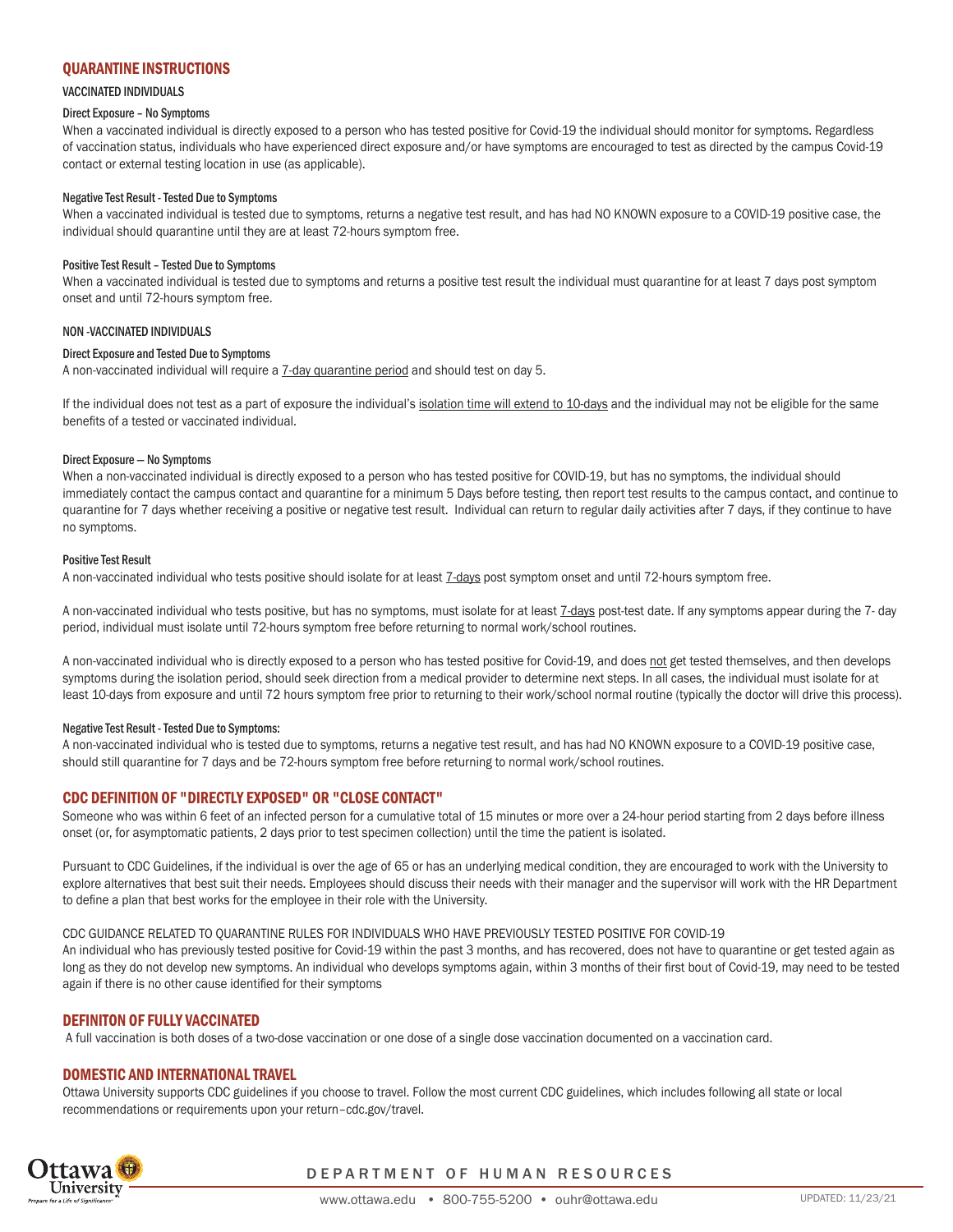## QUARANTINE INSTRUCTIONS

### VACCINATED INDIVIDUALS

#### Direct Exposure – No Symptoms

When a vaccinated individual is directly exposed to a person who has tested positive for Covid-19 the individual should monitor for symptoms. Regardless of vaccination status, individuals who have experienced direct exposure and/or have symptoms are encouraged to test as directed by the campus Covid-19 contact or external testing location in use (as applicable).

#### Negative Test Result - Tested Due to Symptoms

When a vaccinated individual is tested due to symptoms, returns a negative test result, and has had NO KNOWN exposure to a COVID-19 positive case, the individual should quarantine until they are at least 72-hours symptom free.

#### Positive Test Result – Tested Due to Symptoms

When a vaccinated individual is tested due to symptoms and returns a positive test result the individual must quarantine for at least 7 days post symptom onset and until 72-hours symptom free.

### NON -VACCINATED INDIVIDUALS

#### Direct Exposure and Tested Due to Symptoms

A non-vaccinated individual will require a 7-day quarantine period and should test on day 5.

If the individual does not test as a part of exposure the individual's isolation time will extend to 10-days and the individual may not be eligible for the same benefits of a tested or vaccinated individual.

#### Direct Exposure — No Symptoms

When a non-vaccinated individual is directly exposed to a person who has tested positive for COVID-19, but has no symptoms, the individual should immediately contact the campus contact and quarantine for a minimum 5 Days before testing, then report test results to the campus contact, and continue to quarantine for 7 days whether receiving a positive or negative test result. Individual can return to regular daily activities after 7 days, if they continue to have no symptoms.

#### Positive Test Result

A non-vaccinated individual who tests positive should isolate for at least 7-days post symptom onset and until 72-hours symptom free.

A non-vaccinated individual who tests positive, but has no symptoms, must isolate for at least 7-days post-test date. If any symptoms appear during the 7- day period, individual must isolate until 72-hours symptom free before returning to normal work/school routines.

A non-vaccinated individual who is directly exposed to a person who has tested positive for Covid-19, and does not get tested themselves, and then develops symptoms during the isolation period, should seek direction from a medical provider to determine next steps. In all cases, the individual must isolate for at least 10-days from exposure and until 72 hours symptom free prior to returning to their work/school normal routine (typically the doctor will drive this process).

#### Negative Test Result - Tested Due to Symptoms:

A non-vaccinated individual who is tested due to symptoms, returns a negative test result, and has had NO KNOWN exposure to a COVID-19 positive case, should still quarantine for 7 days and be 72-hours symptom free before returning to normal work/school routines.

## CDC DEFINITION OF "DIRECTLY EXPOSED" OR "CLOSE CONTACT"

Someone who was within 6 feet of an infected person for a cumulative total of 15 minutes or more over a 24-hour period starting from 2 days before illness onset (or, for asymptomatic patients, 2 days prior to test specimen collection) until the time the patient is isolated.

Pursuant to CDC Guidelines, if the individual is over the age of 65 or has an underlying medical condition, they are encouraged to work with the University to explore alternatives that best suit their needs. Employees should discuss their needs with their manager and the supervisor will work with the HR Department to define a plan that best works for the employee in their role with the University.

CDC GUIDANCE RELATED TO QUARANTINE RULES FOR INDIVIDUALS WHO HAVE PREVIOUSLY TESTED POSITIVE FOR COVID-19

An individual who has previously tested positive for Covid-19 within the past 3 months, and has recovered, does not have to quarantine or get tested again as long as they do not develop new symptoms. An individual who develops symptoms again, within 3 months of their first bout of Covid-19, may need to be tested again if there is no other cause identified for their symptoms

## DEFINITON OF FULLY VACCINATED

A full vaccination is both doses of a two-dose vaccination or one dose of a single dose vaccination documented on a vaccination card.

## DOMESTIC AND INTERNATIONAL TRAVEL

Ottawa University supports CDC guidelines if you choose to travel. Follow the most current CDC guidelines, which includes following all state or local recommendations or requirements upon your return–cdc.gov/travel.

Ottawa University
Prepare for a Life of Significance

DEPARTMENT OF HUMAN RESOURCES

www.ottawa.edu • 800-755-5200 • ouhr@ottawa.edu

UPDATED: 11/23/21